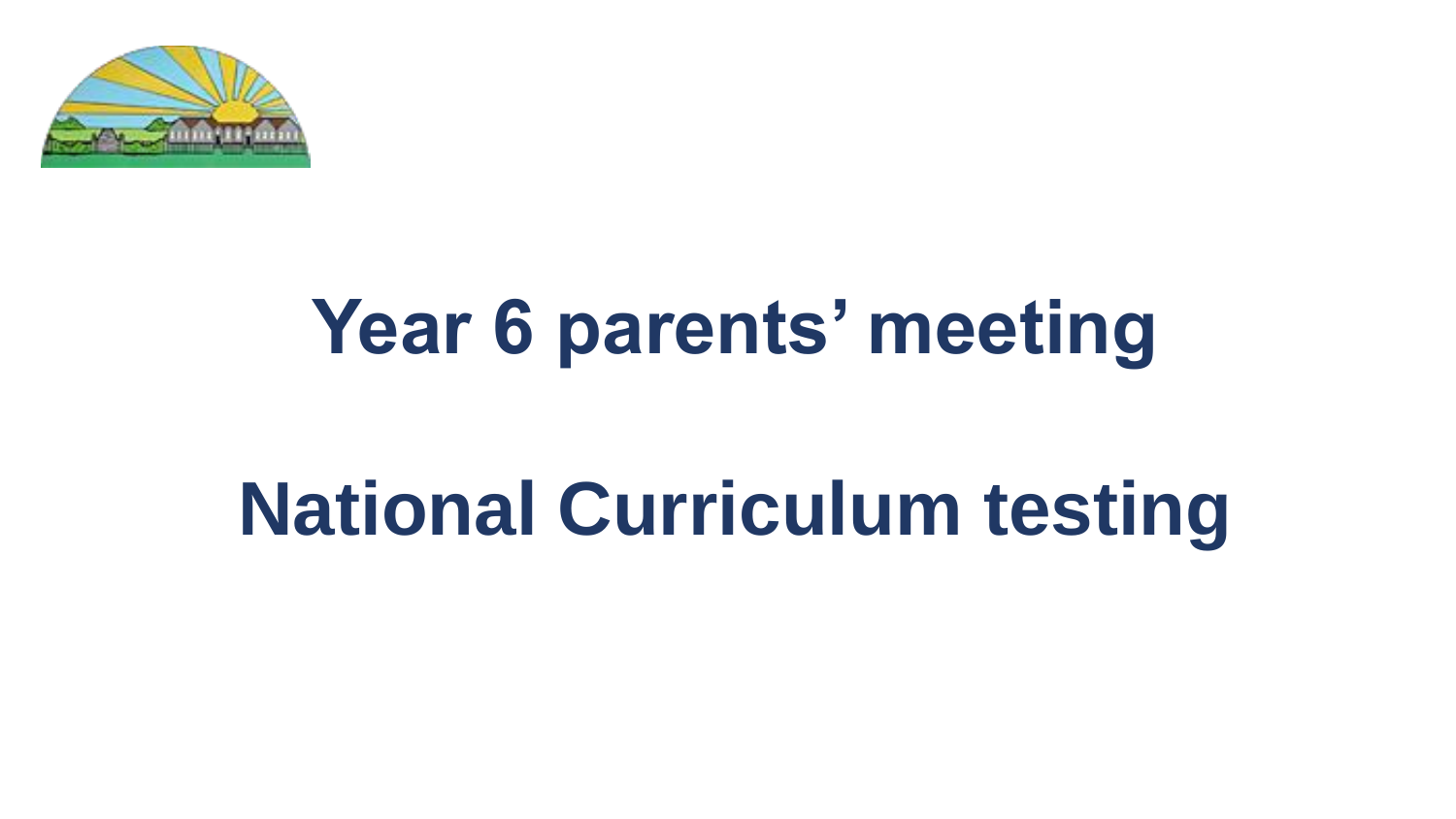# Year 6 parents' meeting

# National Curriculum testing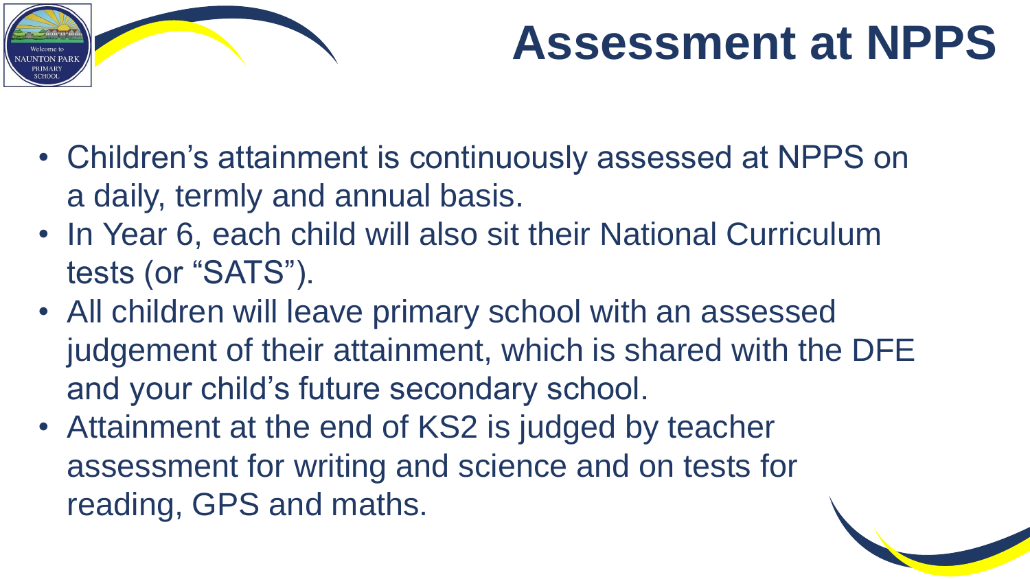# Assessment at NPPS

- Children's attainment is continuously assessed at NPPS on a daily, termly and annual basis.
- In Year 6, each child will also sit their National Curriculum tests (or "SATS").
- All children will leave primary school with an assessed judgement of their attainment, which is shared with the DFE and your child's future secondary school.
- Attainment at the end of KS2 is judged by teacher assessment for writing and science and on tests for reading, GPS and maths.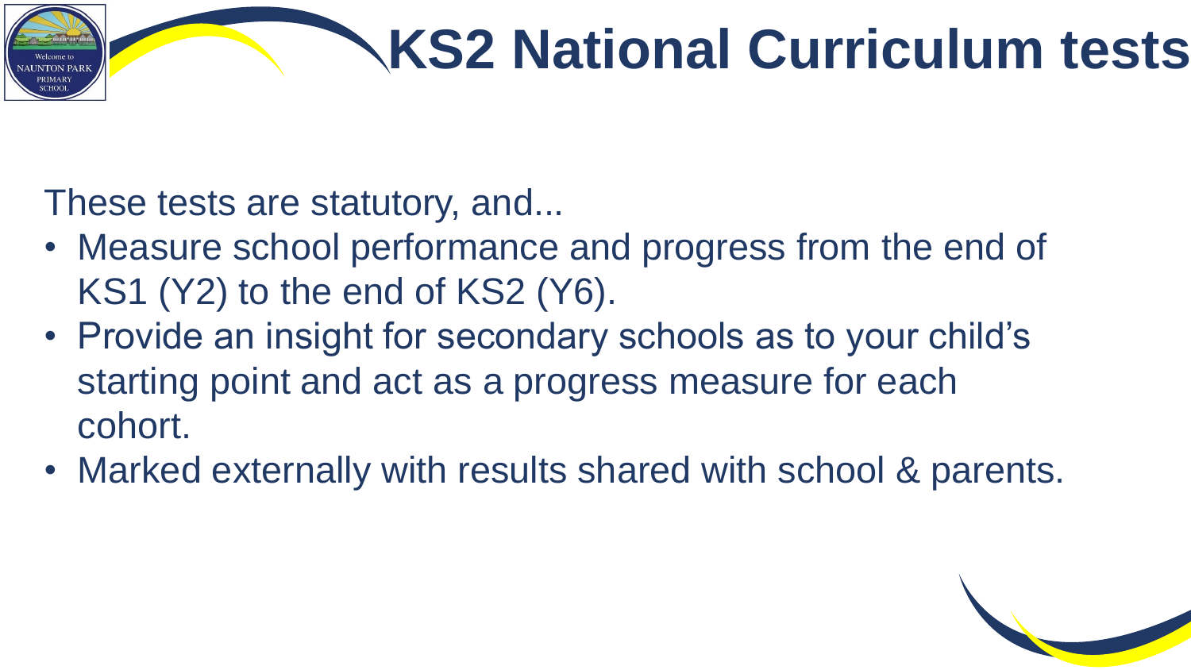# KS2 National Curriculum tests

These tests are statutory, and...

- Measure school performance and progress from the end of KS1 (Y2) to the end of KS2 (Y6).
- Provide an insight for secondary schools as to your child's starting point and act as a progress measure for each cohort.
- Marked externally with results shared with school & parents.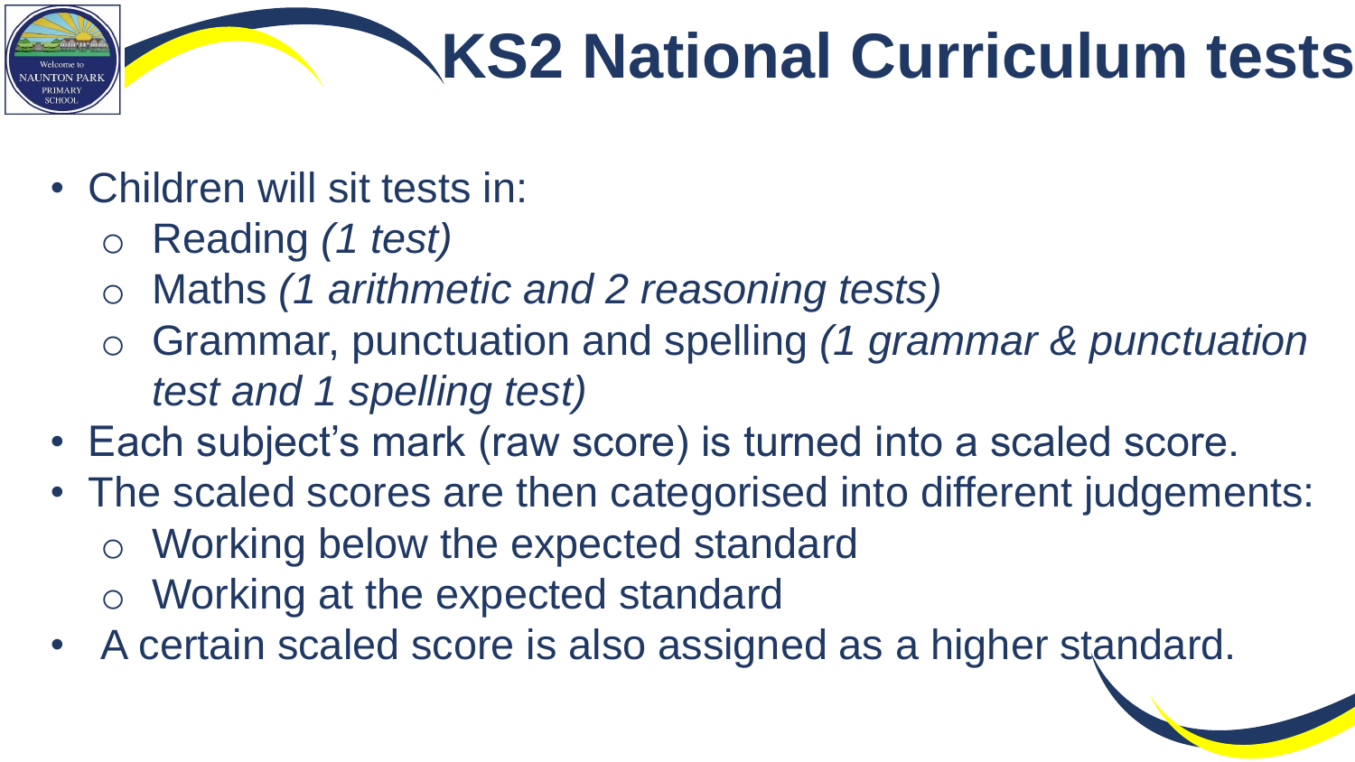# KS2 National Curriculum tests

- Children will sit tests in:
  - Reading *(1 test)*
  - Maths *(1 arithmetic and 2 reasoning tests)*
  - Grammar, punctuation and spelling *(1 grammar & punctuation test and 1 spelling test)*
- Each subject's mark (raw score) is turned into a scaled score.
- The scaled scores are then categorised into different judgements:
  - Working below the expected standard
  - Working at the expected standard
- A certain scaled score is also assigned as a higher standard.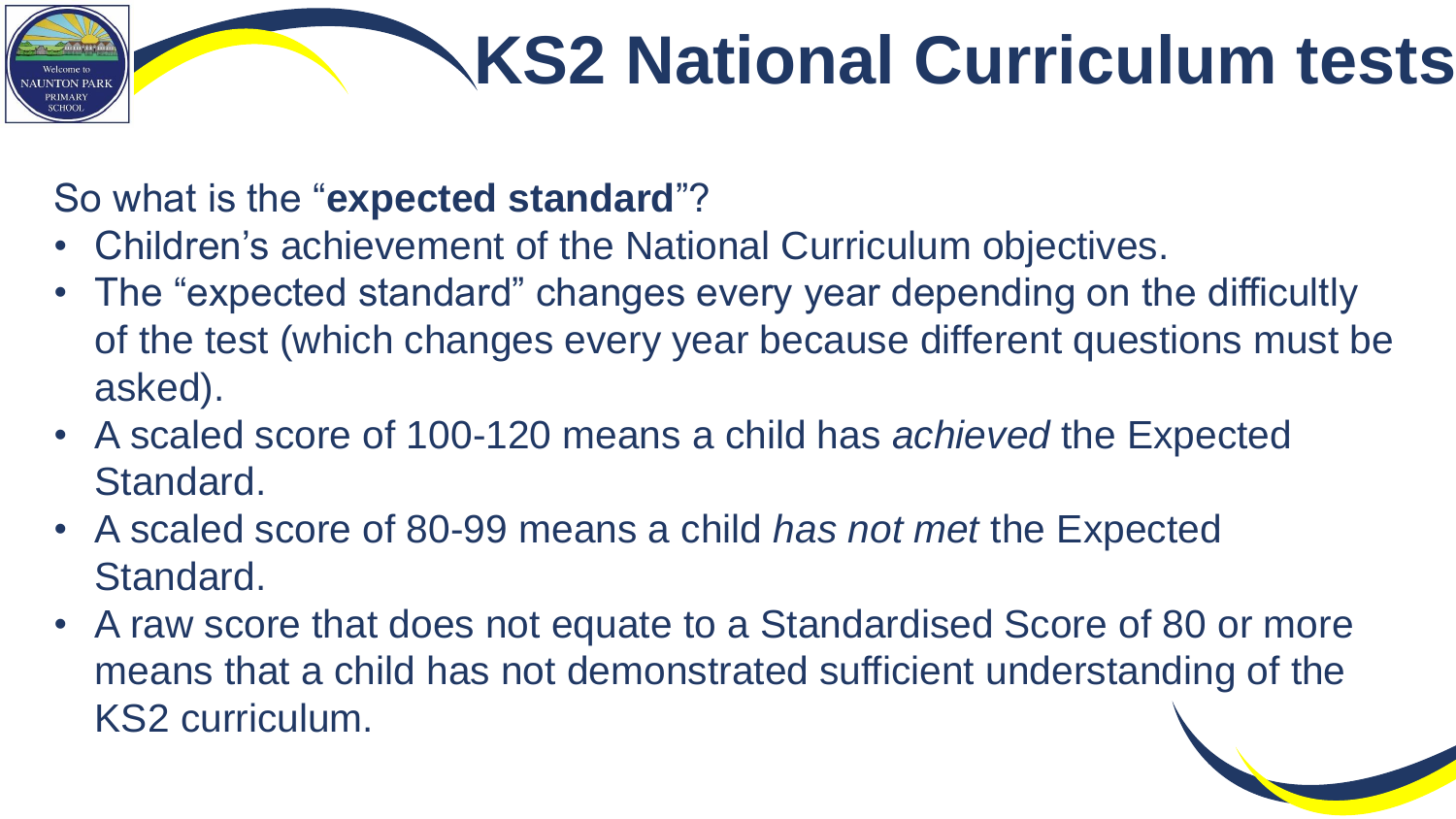# KS2 National Curriculum tests

So what is the "**expected standard**"?

- Children's achievement of the National Curriculum objectives.
- The "expected standard" changes every year depending on the difficultly of the test (which changes every year because different questions must be asked).
- A scaled score of 100-120 means a child has *achieved* the Expected Standard.
- A scaled score of 80-99 means a child *has not met* the Expected Standard.
- A raw score that does not equate to a Standardised Score of 80 or more means that a child has not demonstrated sufficient understanding of the KS2 curriculum.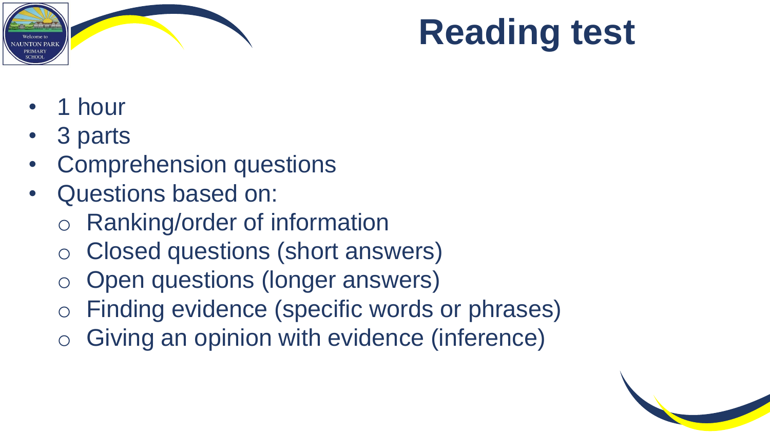# Reading test

- 1 hour
- 3 parts
- Comprehension questions
- Questions based on:
  - Ranking/order of information
  - Closed questions (short answers)
  - Open questions (longer answers)
  - Finding evidence (specific words or phrases)
  - Giving an opinion with evidence (inference)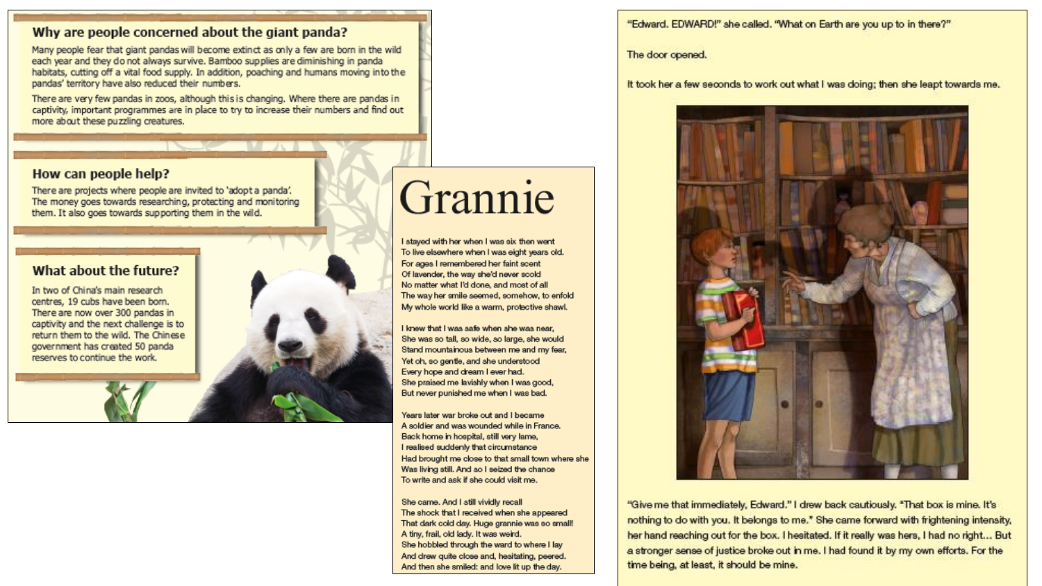## Why are people concerned about the giant panda?

Many people fear that giant pandas will become extinct as only a few are born in the wild each year and they do not always survive. Bamboo supplies are diminishing in panda habitats, cutting off a vital food supply. In addition, poaching and humans moving into the pandas' territory have also reduced their numbers.

There are very few pandas in zoos, although this is changing. Where there are pandas in captivity, important programmes are in place to try to increase their numbers and find out more about these puzzling creatures.

## How can people help?

There are projects where people are invited to 'adopt a panda'. The money goes towards researching, protecting and monitoring them. It also goes towards supporting them in the wild.

## What about the future?

In two of China's main research centres, 19 cubs have been born. There are now over 300 pandas in captivity and the next challenge is to return them to the wild. The Chinese government has created 50 panda reserves to continue the work.

# Grannie

I stayed with her when I was six then went  
To live elsewhere when I was eight years old.  
For ages I remembered her faint scent  
Of lavender, the way she'd never scold  
No matter what I'd done, and most of all  
The way her smile seemed, somehow, to enfold  
My whole world like a warm, protective shawl.

I knew that I was safe when she was near,  
She was so tall, so wide, so large, she would  
Stand mountainous between me and my fear,  
Yet oh, so gentle, and she understood  
Every hope and dream I ever had.  
She praised me lavishly when I was good,  
But never punished me when I was bad.

Years later war broke out and I became  
A soldier and was wounded while in France.  
Back home in hospital, still very lame,  
I realised suddenly that circumstance  
Had brought me close to that small town where she  
Was living still. And so I seized the chance  
To write and ask if she could visit me.

She came. And I still vividly recall  
The shock that I received when she appeared  
That dark cold day. Huge grannie was so small!  
A tiny, frail, old lady. It was weird.  
She hobbled through the ward to where I lay  
And drew quite close and, hesitating, peered.  
And then she smiled: and love lit up the day.

"Edward. EDWARD!" she called. "What on Earth are you up to in there?"

The door opened.

It took her a few seconds to work out what I was doing; then she leapt towards me.

"Give me that immediately, Edward." I drew back cautiously. "That box is mine. It's nothing to do with you. It belongs to me." She came forward with frightening intensity, her hand reaching out for the box. I hesitated. If it really was hers, I had no right… But a stronger sense of justice broke out in me. I had found it by my own efforts. For the time being, at least, it should be mine.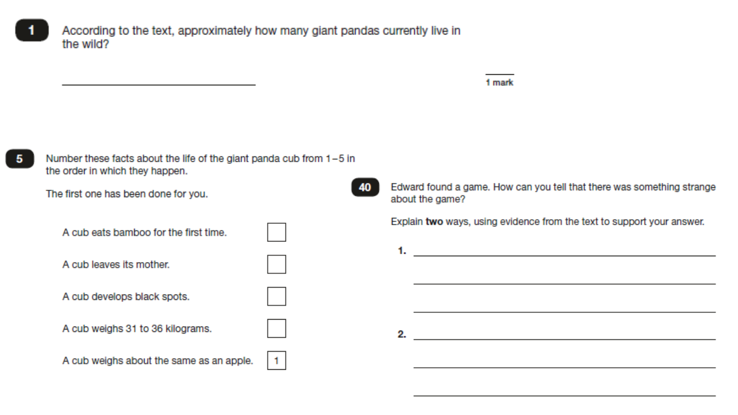**1** According to the text, approximately how many giant pandas currently live in the wild?

______________________________

1 mark

**5** Number these facts about the life of the giant panda cub from 1–5 in the order in which they happen.

The first one has been done for you.

| | |
|---|---|
| A cub eats bamboo for the first time. | ☐ |
| A cub leaves its mother. | ☐ |
| A cub develops black spots. | ☐ |
| A cub weighs 31 to 36 kilograms. | ☐ |
| A cub weighs about the same as an apple. | 1 |

**40** Edward found a game. How can you tell that there was something strange about the game?

Explain **two** ways, using evidence from the text to support your answer.

1. ______________________________

______________________________

______________________________

2. ______________________________

______________________________

______________________________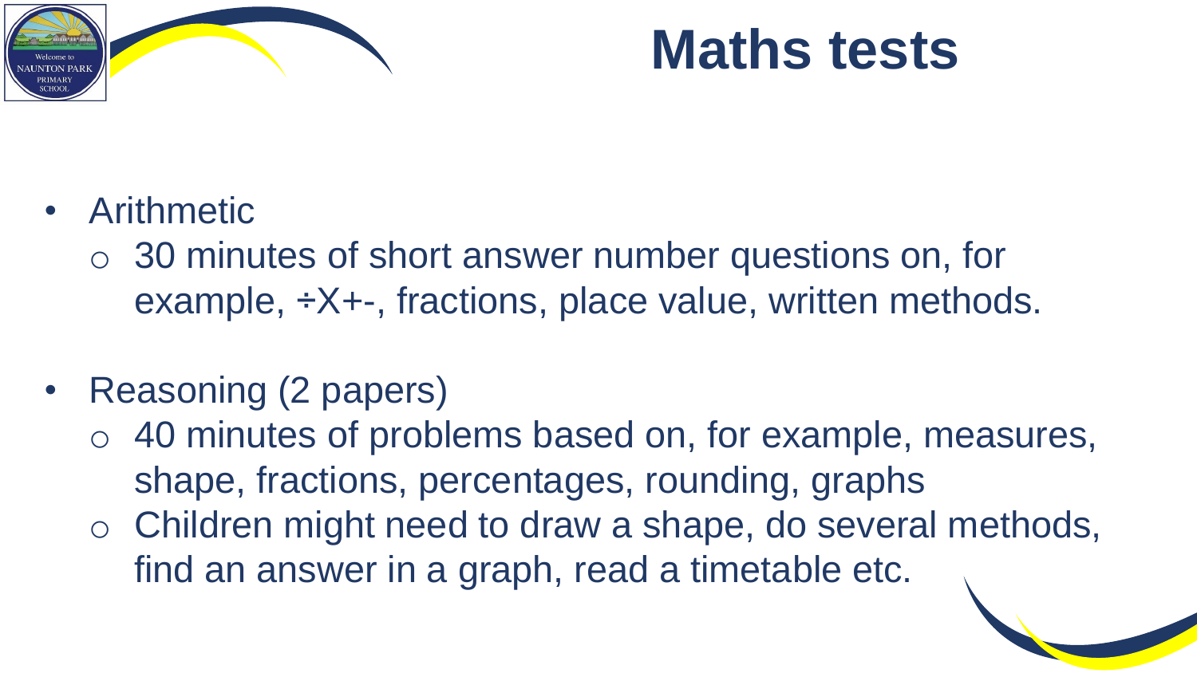# Maths tests

- Arithmetic
  - 30 minutes of short answer number questions on, for example, ÷X+-, fractions, place value, written methods.

- Reasoning (2 papers)
  - 40 minutes of problems based on, for example, measures, shape, fractions, percentages, rounding, graphs
  - Children might need to draw a shape, do several methods, find an answer in a graph, read a timetable etc.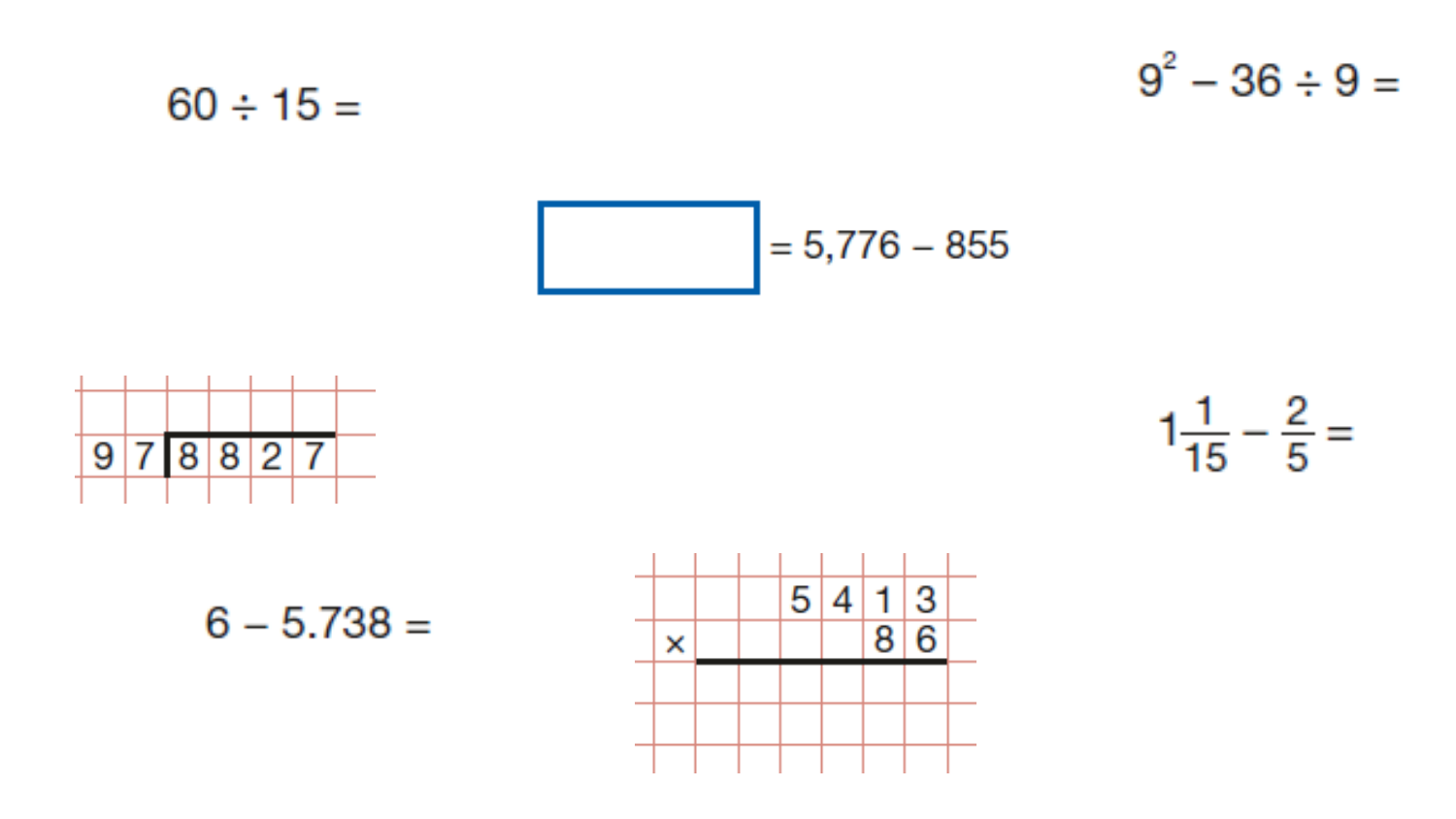$60 \div 15 =$

$9^2 - 36 \div 9 =$

$\boxed{\phantom{0000}} = 5{,}776 - 855$

$$97 \overline{)\,8827}$$

$1\frac{1}{15} - \frac{2}{5} =$

$6 - 5.738 =$

$$\begin{array}{r} 5413 \\ \times \quad 86 \\ \hline \end{array}$$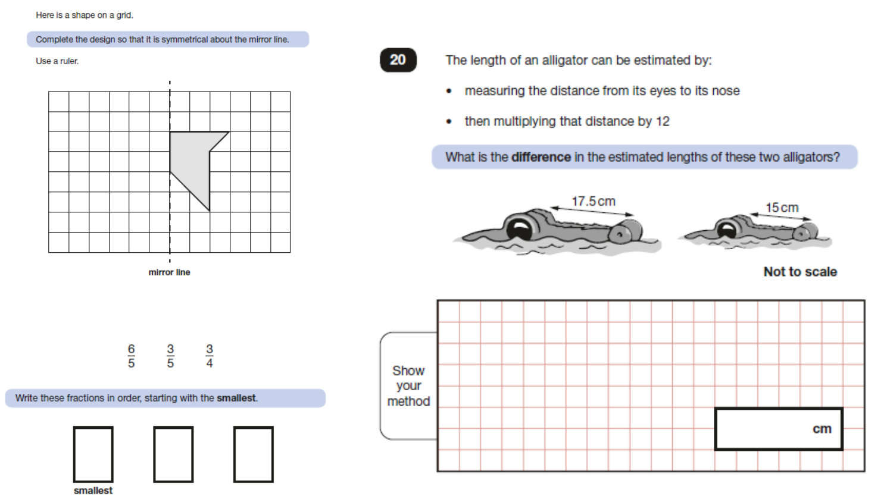Here is a shape on a grid.

**Complete the design so that it is symmetrical about the mirror line.**

Use a ruler.

mirror line

$\frac{6}{5}$ $\frac{3}{5}$ $\frac{3}{4}$

Write these fractions in order, starting with the **smallest**.

smallest

**20** The length of an alligator can be estimated by:

- measuring the distance from its eyes to its nose
- then multiplying that distance by 12

What is the **difference** in the estimated lengths of these two alligators?

17.5 cm

15 cm

**Not to scale**

Show your method

cm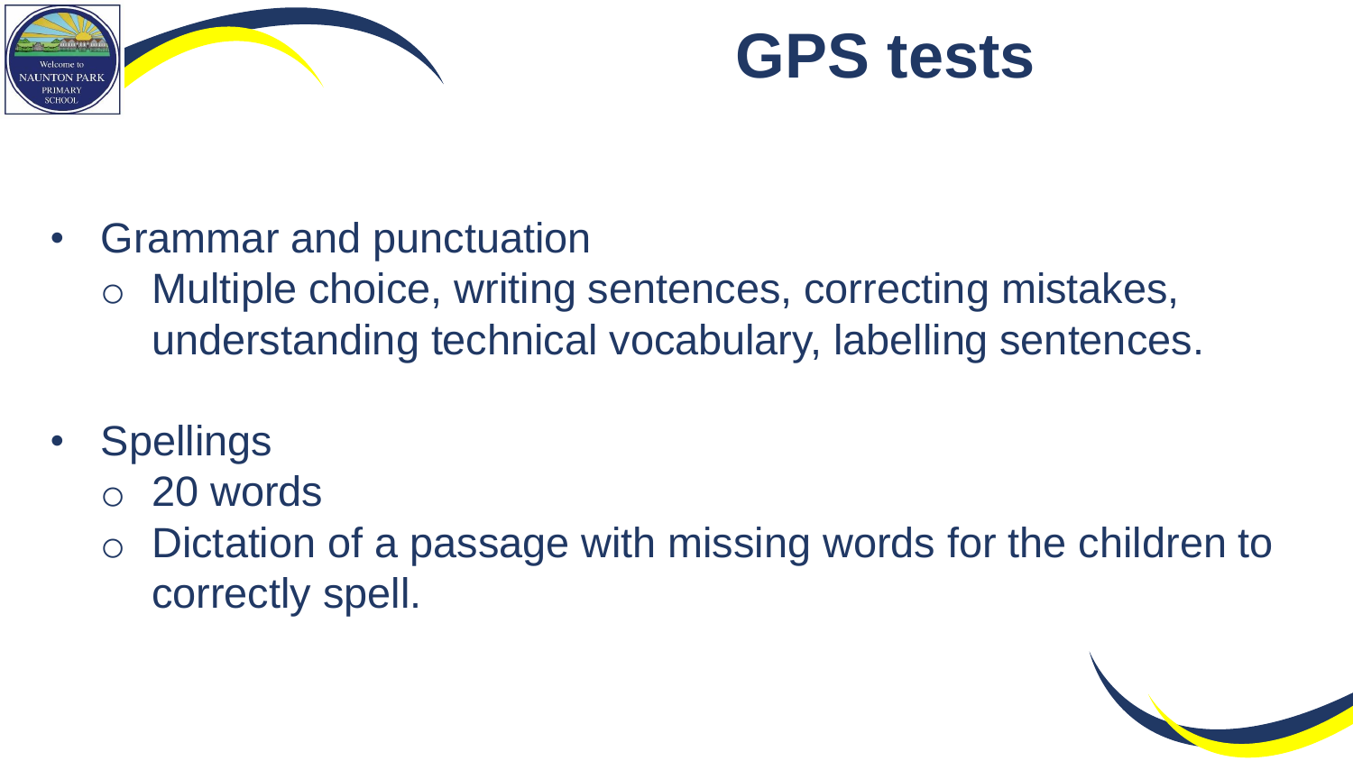# GPS tests

- Grammar and punctuation
  - Multiple choice, writing sentences, correcting mistakes, understanding technical vocabulary, labelling sentences.
- Spellings
  - 20 words
  - Dictation of a passage with missing words for the children to correctly spell.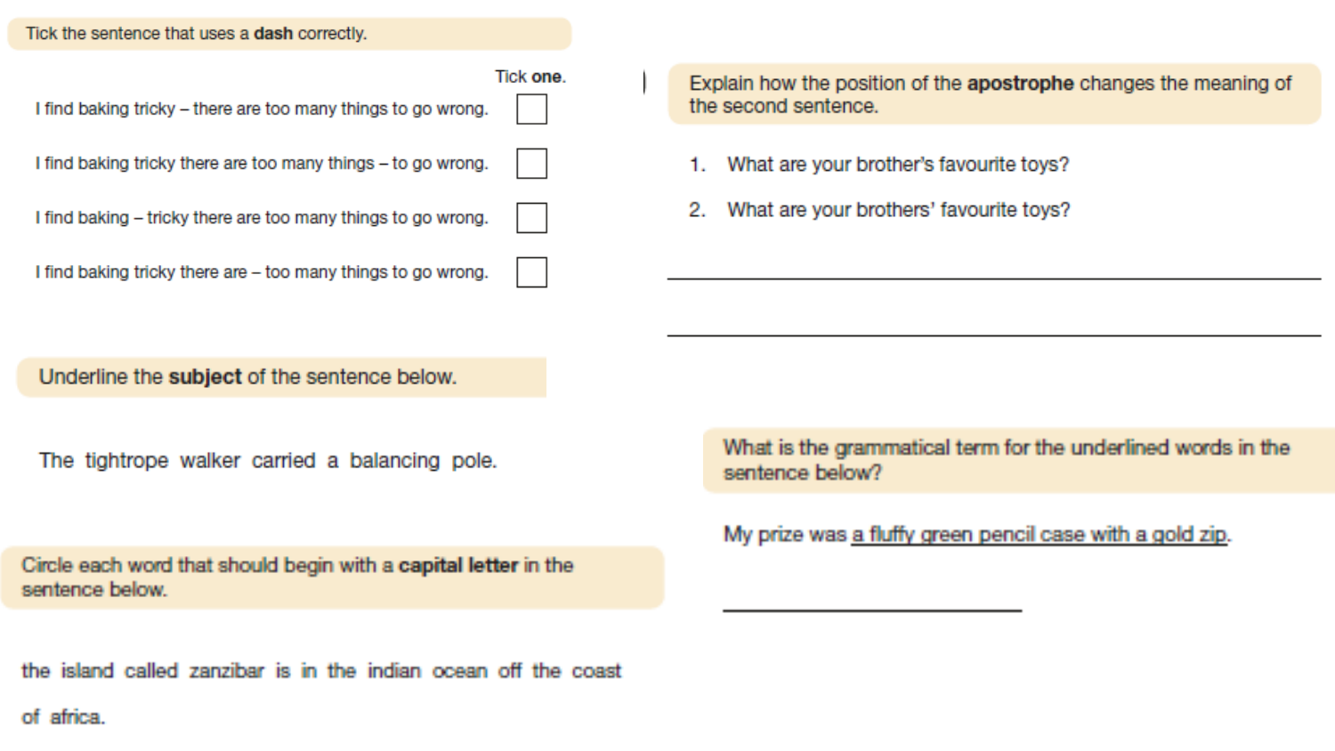Tick the sentence that uses a **dash** correctly.

| | Tick **one**. |
|---|---|
| I find baking tricky – there are too many things to go wrong. | ☐ |
| I find baking tricky there are too many things – to go wrong. | ☐ |
| I find baking – tricky there are too many things to go wrong. | ☐ |
| I find baking tricky there are – too many things to go wrong. | ☐ |

Underline the **subject** of the sentence below.

The tightrope walker carried a balancing pole.

Circle each word that should begin with a **capital letter** in the sentence below.

the island called zanzibar is in the indian ocean off the coast of africa.

Explain how the position of the **apostrophe** changes the meaning of the second sentence.

1. What are your brother's favourite toys?
2. What are your brothers' favourite toys?

______________________________________________

______________________________________________

What is the grammatical term for the underlined words in the sentence below?

My prize was <u>a fluffy green pencil case with a gold zip</u>.

______________________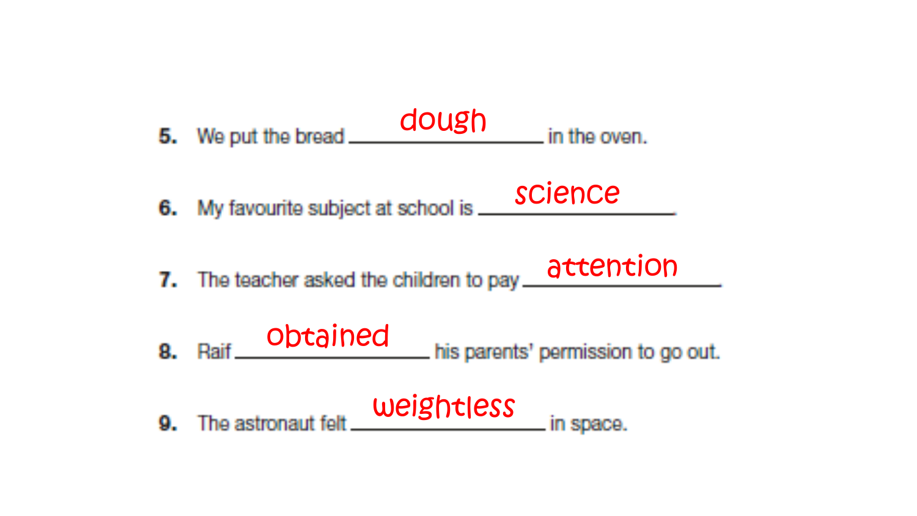5. We put the bread dough in the oven.

6. My favourite subject at school is science.

7. The teacher asked the children to pay attention

8. Raif obtained his parents' permission to go out.

9. The astronaut felt weightless in space.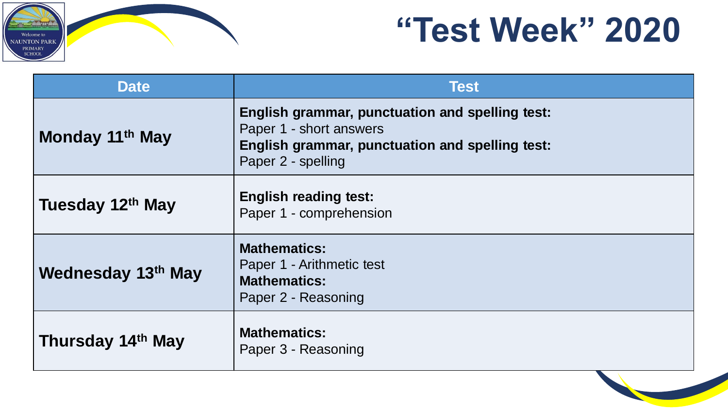# "Test Week" 2020

| Date | Test |
| --- | --- |
| Monday 11th May | **English grammar, punctuation and spelling test:** Paper 1 - short answers **English grammar, punctuation and spelling test:** Paper 2 - spelling |
| Tuesday 12th May | **English reading test:** Paper 1 - comprehension |
| Wednesday 13th May | **Mathematics:** Paper 1 - Arithmetic test **Mathematics:** Paper 2 - Reasoning |
| Thursday 14th May | **Mathematics:** Paper 3 - Reasoning |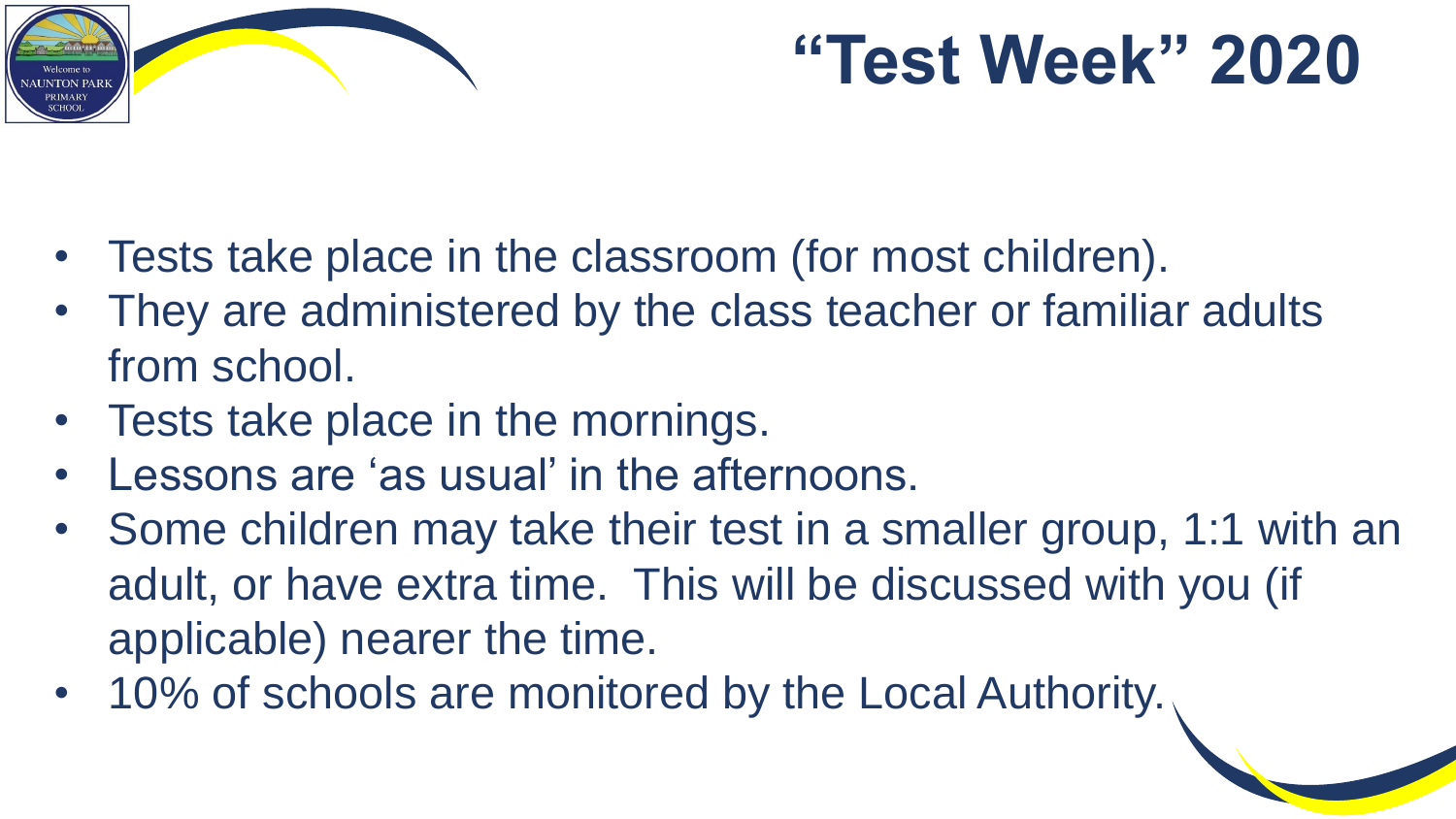# "Test Week" 2020

- Tests take place in the classroom (for most children).
- They are administered by the class teacher or familiar adults from school.
- Tests take place in the mornings.
- Lessons are 'as usual' in the afternoons.
- Some children may take their test in a smaller group, 1:1 with an adult, or have extra time. This will be discussed with you (if applicable) nearer the time.
- 10% of schools are monitored by the Local Authority.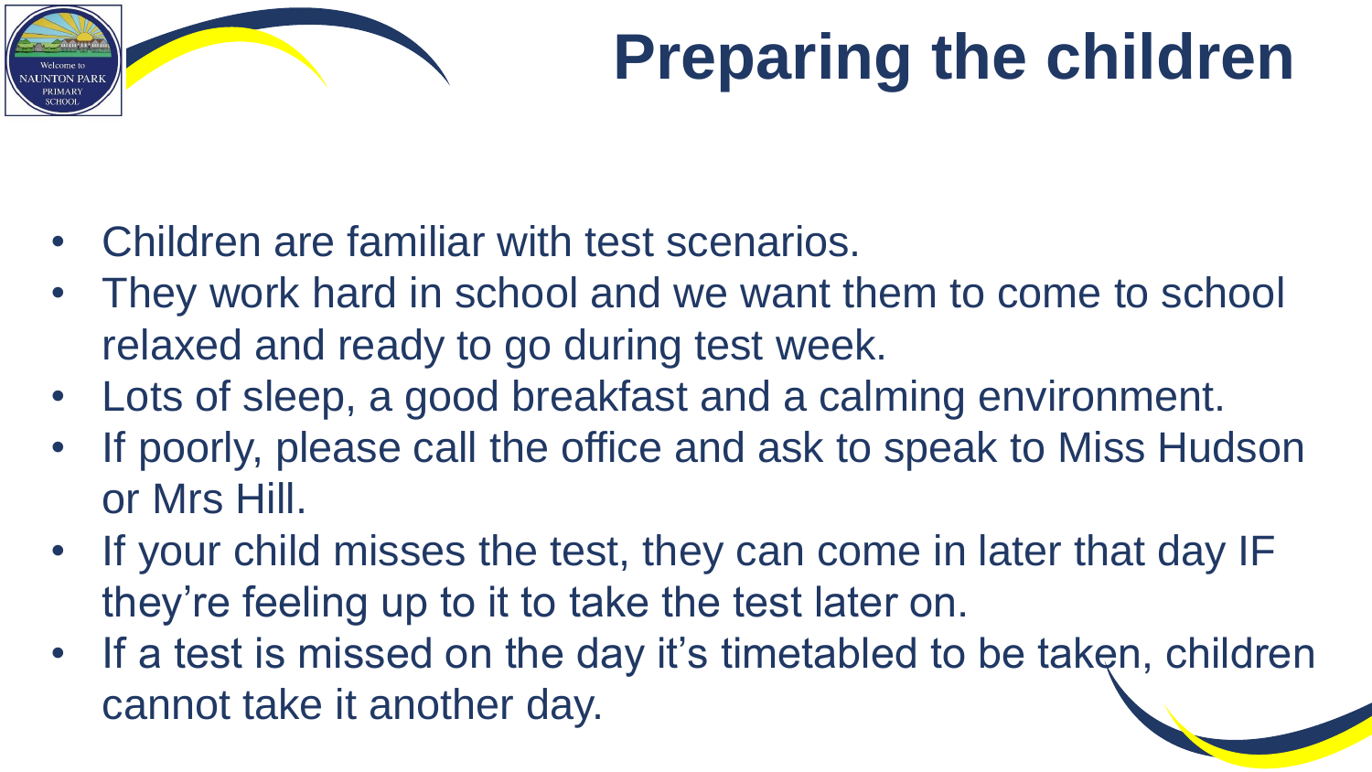# Preparing the children

- Children are familiar with test scenarios.
- They work hard in school and we want them to come to school relaxed and ready to go during test week.
- Lots of sleep, a good breakfast and a calming environment.
- If poorly, please call the office and ask to speak to Miss Hudson or Mrs Hill.
- If your child misses the test, they can come in later that day IF they're feeling up to it to take the test later on.
- If a test is missed on the day it's timetabled to be taken, children cannot take it another day.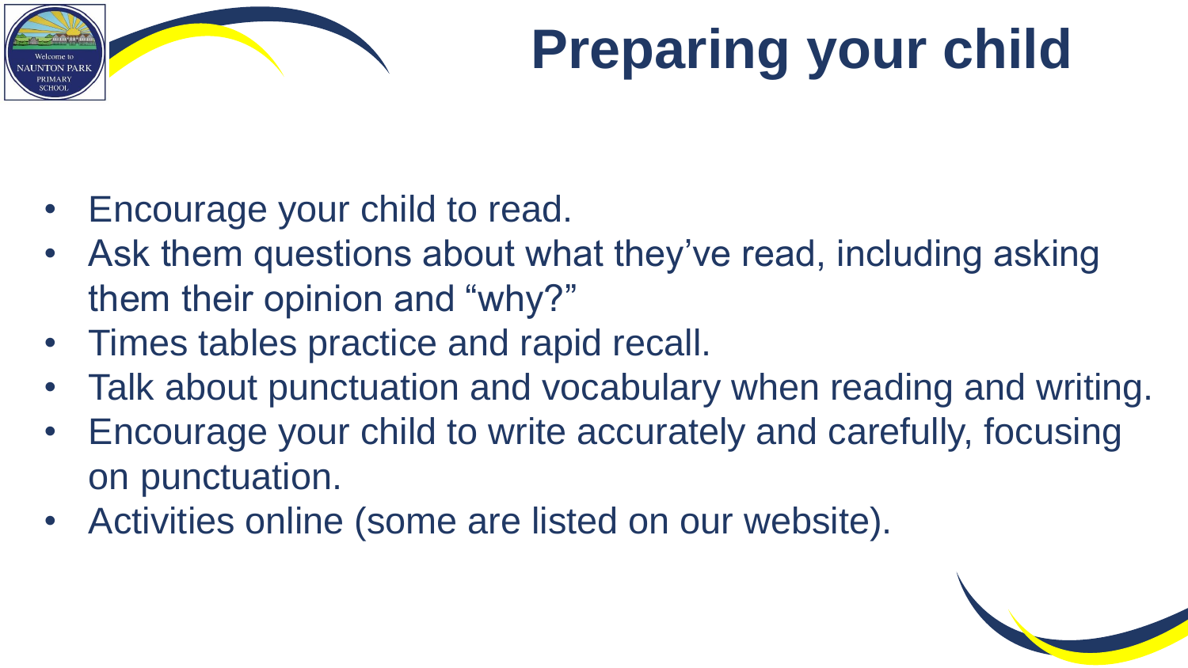# Preparing your child

- Encourage your child to read.
- Ask them questions about what they've read, including asking them their opinion and "why?"
- Times tables practice and rapid recall.
- Talk about punctuation and vocabulary when reading and writing.
- Encourage your child to write accurately and carefully, focusing on punctuation.
- Activities online (some are listed on our website).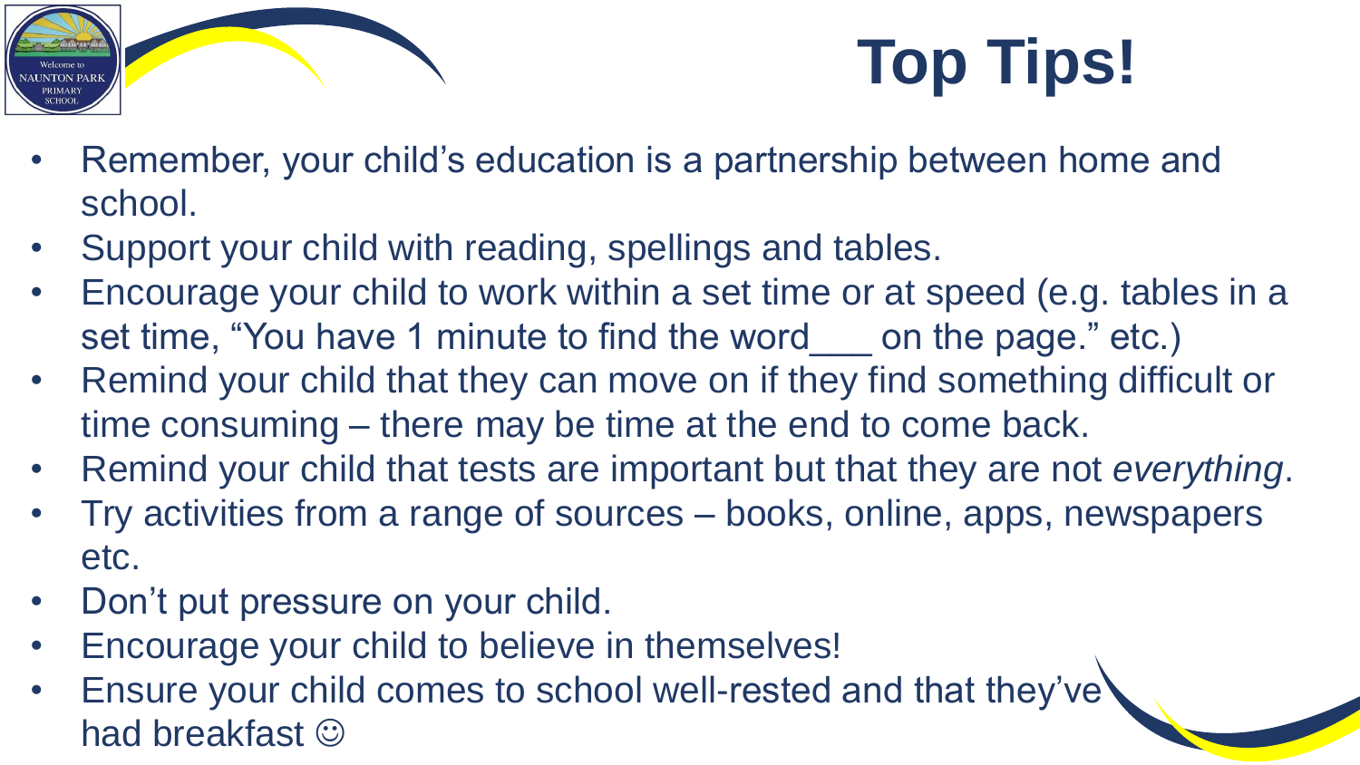# Top Tips!

- Remember, your child's education is a partnership between home and school.
- Support your child with reading, spellings and tables.
- Encourage your child to work within a set time or at speed (e.g. tables in a set time, "You have 1 minute to find the word___ on the page." etc.)
- Remind your child that they can move on if they find something difficult or time consuming – there may be time at the end to come back.
- Remind your child that tests are important but that they are not *everything*.
- Try activities from a range of sources – books, online, apps, newspapers etc.
- Don't put pressure on your child.
- Encourage your child to believe in themselves!
- Ensure your child comes to school well-rested and that they've had breakfast ☺